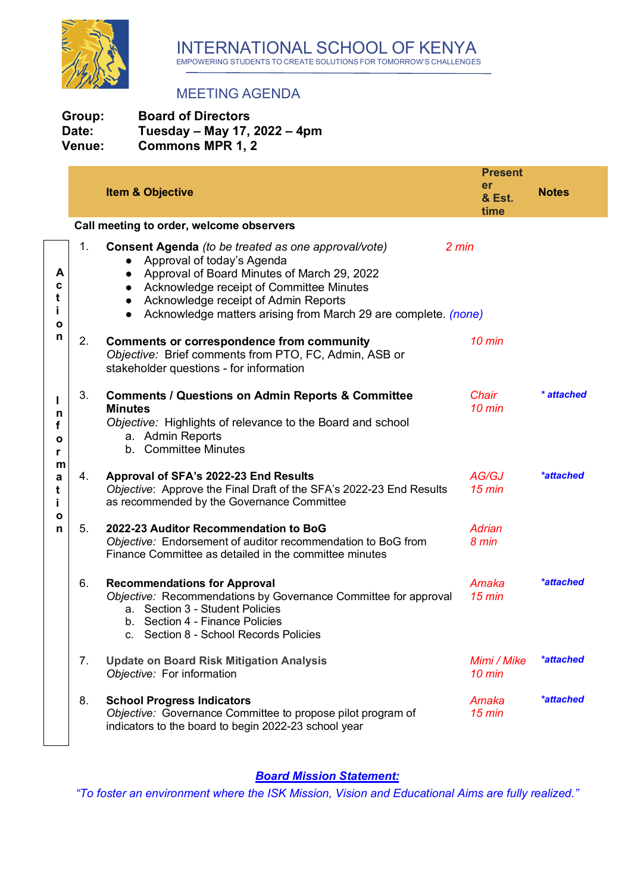# INTERNATIONAL SCHOOL OF KENYA

EMPOWERING STUDENTS TO CREATE SOLUTIONS FOR TOMORROW'S CHALLENGES

## MEETING AGENDA

**Group:** **Board of Directors**
**Date:** **Tuesday – May 17, 2022 – 4pm**
**Venue:** **Commons MPR 1, 2**

| | | Item & Objective | Presenter & Est. time | Notes |
|---|---|---|---|---|
| | | **Call meeting to order, welcome observers** | | |
| Action | 1. | **Consent Agenda** *(to be treated as one approval/vote)*<br>● Approval of today's Agenda<br>● Approval of Board Minutes of March 29, 2022<br>● Acknowledge receipt of Committee Minutes<br>● Acknowledge receipt of Admin Reports<br>● Acknowledge matters arising from March 29 are complete. *(none)* | *2 min* | |
| Information | 2. | **Comments or correspondence from community**<br>*Objective:* Brief comments from PTO, FC, Admin, ASB or stakeholder questions - for information | *10 min* | |
| | 3. | **Comments / Questions on Admin Reports & Committee Minutes**<br>*Objective:* Highlights of relevance to the Board and school<br>a. Admin Reports<br>b. Committee Minutes | *Chair*<br>*10 min* | ***** attached*** |
| | 4. | **Approval of SFA's 2022-23 End Results**<br>*Objective*: Approve the Final Draft of the SFA's 2022-23 End Results as recommended by the Governance Committee | *AG/GJ*<br>*15 min* | ****attached*** |
| | 5. | **2022-23 Auditor Recommendation to BoG**<br>*Objective:* Endorsement of auditor recommendation to BoG from Finance Committee as detailed in the committee minutes | *Adrian*<br>*8 min* | |
| | 6. | **Recommendations for Approval**<br>*Objective:* Recommendations by Governance Committee for approval<br>a. Section 3 - Student Policies<br>b. Section 4 - Finance Policies<br>c. Section 8 - School Records Policies | *Amaka*<br>*15 min* | ****attached*** |
| | 7. | **Update on Board Risk Mitigation Analysis**<br>*Objective:* For information | *Mimi / Mike*<br>*10 min* | ****attached*** |
| | 8. | **School Progress Indicators**<br>*Objective:* Governance Committee to propose pilot program of indicators to the board to begin 2022-23 school year | *Amaka*<br>*15 min* | ****attached*** |

***Board Mission Statement:***

*"To foster an environment where the ISK Mission, Vision and Educational Aims are fully realized."*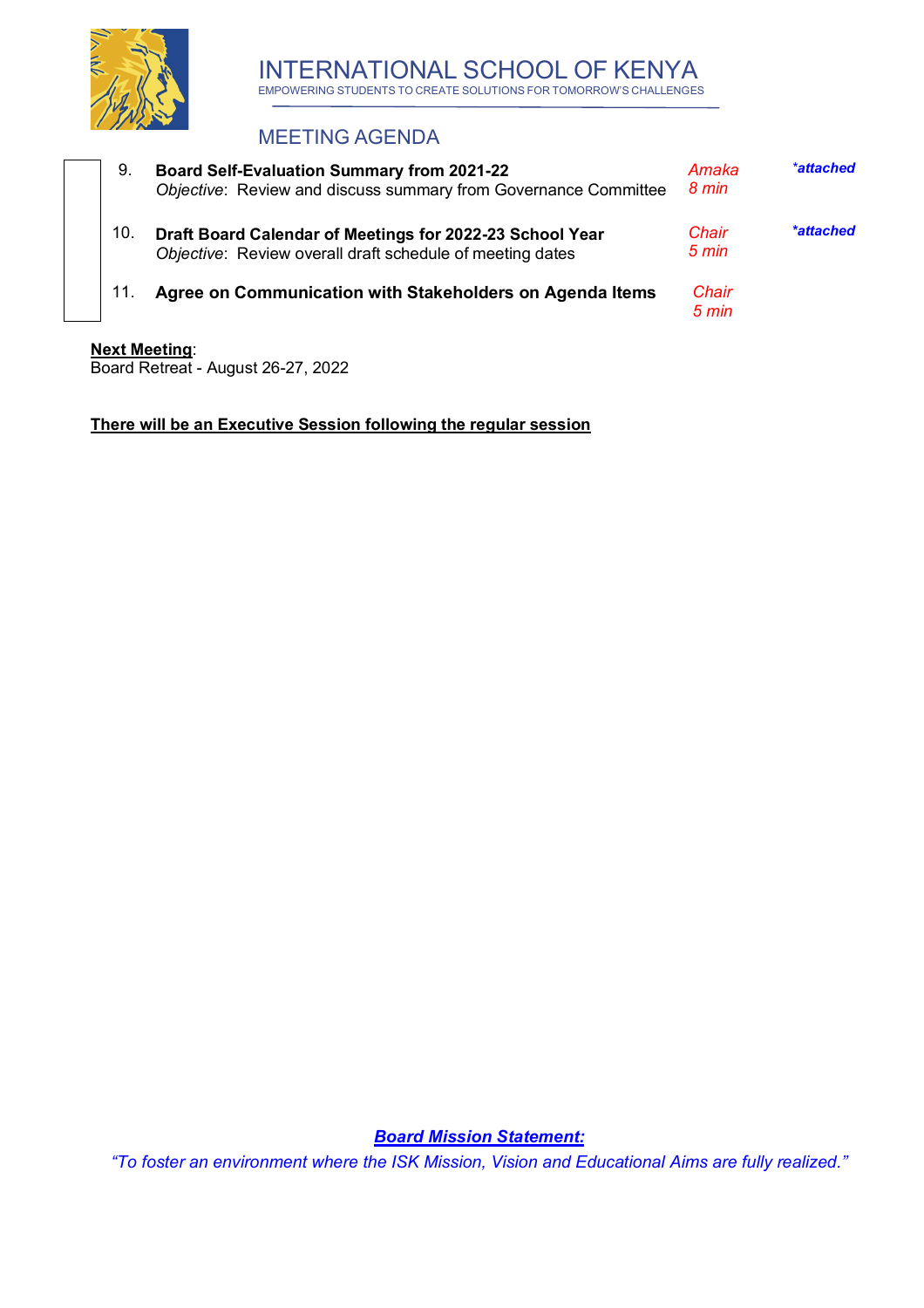# INTERNATIONAL SCHOOL OF KENYA

EMPOWERING STUDENTS TO CREATE SOLUTIONS FOR TOMORROW'S CHALLENGES

## MEETING AGENDA

| | | | |
|---|---|---|---|
| 9. | **Board Self-Evaluation Summary from 2021-22**<br>*Objective*: Review and discuss summary from Governance Committee | *Amaka*<br>*8 min* | ***attached** |
| 10. | **Draft Board Calendar of Meetings for 2022-23 School Year**<br>*Objective*: Review overall draft schedule of meeting dates | *Chair*<br>*5 min* | ***attached** |
| 11. | **Agree on Communication with Stakeholders on Agenda Items** | *Chair*<br>*5 min* | |

**Next Meeting**:
Board Retreat - August 26-27, 2022

**There will be an Executive Session following the regular session**

***Board Mission Statement:***

*"To foster an environment where the ISK Mission, Vision and Educational Aims are fully realized."*